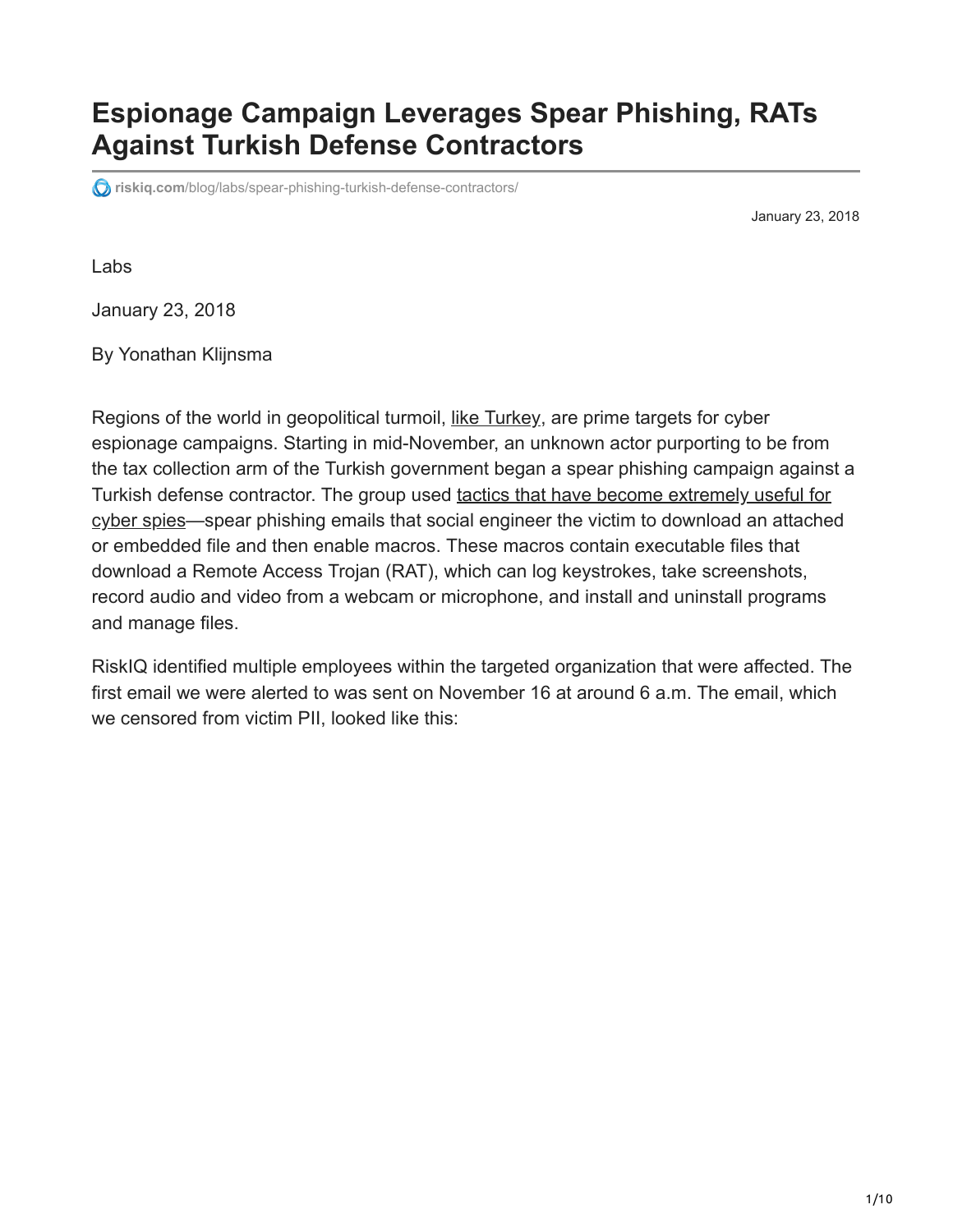# Espionage Campaign Leverages Spear Phishing, RATs Against Turkish Defense Contractors

riskiq.com/blog/labs/spear-phishing-turkish-defense-contractors/

January 23, 2018

Labs

January 23, 2018

By Yonathan Klijnsma

Regions of the world in geopolitical turmoil, like Turkey, are prime targets for cyber espionage campaigns. Starting in mid-November, an unknown actor purporting to be from the tax collection arm of the Turkish government began a spear phishing campaign against a Turkish defense contractor. The group used tactics that have become extremely useful for cyber spies—spear phishing emails that social engineer the victim to download an attached or embedded file and then enable macros. These macros contain executable files that download a Remote Access Trojan (RAT), which can log keystrokes, take screenshots, record audio and video from a webcam or microphone, and install and uninstall programs and manage files.

RiskIQ identified multiple employees within the targeted organization that were affected. The first email we were alerted to was sent on November 16 at around 6 a.m. The email, which we censored from victim PII, looked like this: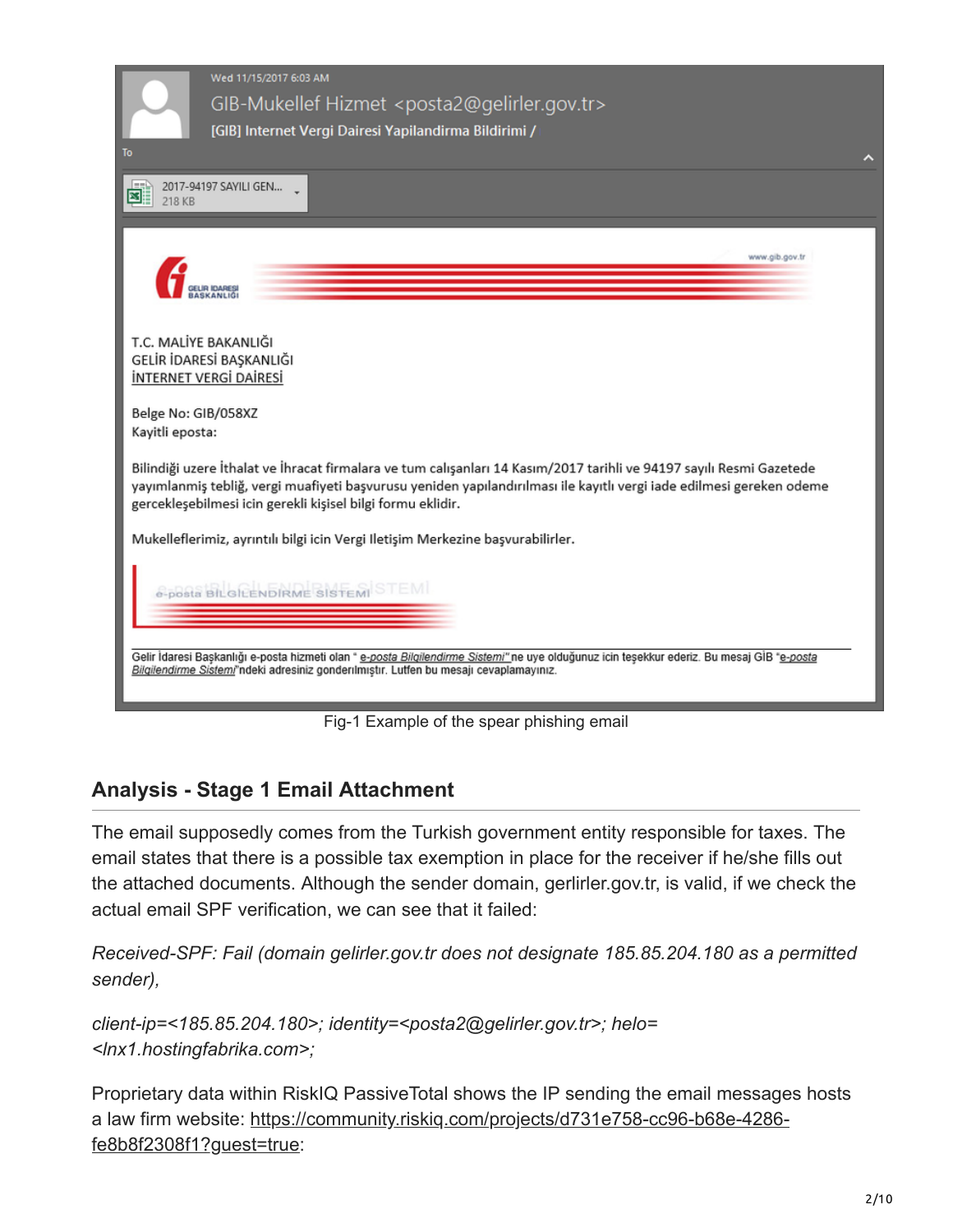Fig-1 Example of the spear phishing email

## Analysis - Stage 1 Email Attachment

The email supposedly comes from the Turkish government entity responsible for taxes. The email states that there is a possible tax exemption in place for the receiver if he/she fills out the attached documents. Although the sender domain, gerlirler.gov.tr, is valid, if we check the actual email SPF verification, we can see that it failed:

*Received-SPF: Fail (domain gelirler.gov.tr does not designate 185.85.204.180 as a permitted sender),*

*client-ip=<185.85.204.180>; identity=<posta2@gelirler.gov.tr>; helo=<lnx1.hostingfabrika.com>;*

Proprietary data within RiskIQ PassiveTotal shows the IP sending the email messages hosts a law firm website: [https://community.riskiq.com/projects/d731e758-cc96-b68e-4286-fe8b8f2308f1?guest=true](https://community.riskiq.com/projects/d731e758-cc96-b68e-4286-fe8b8f2308f1?guest=true):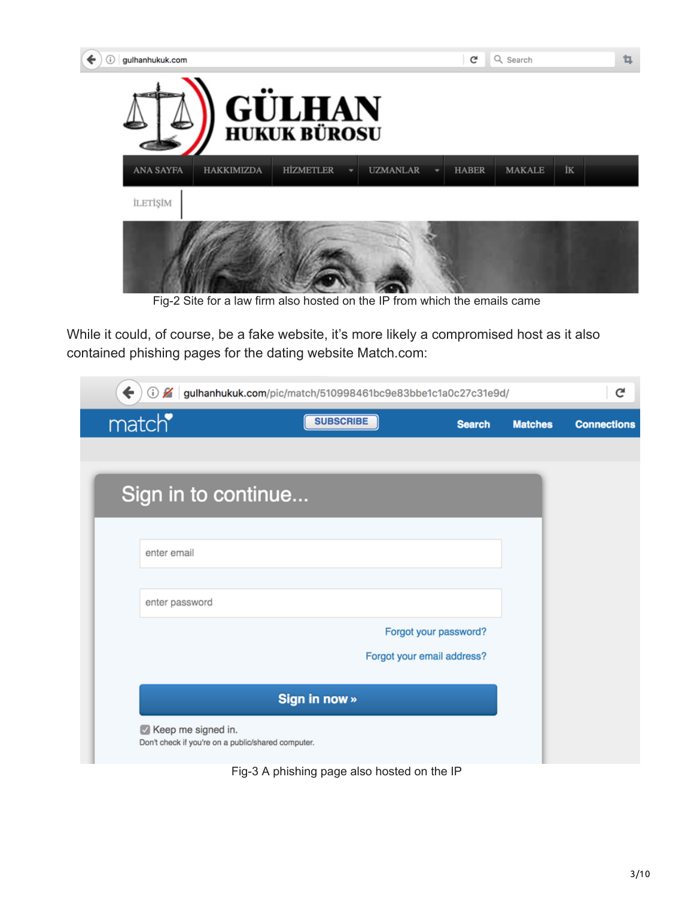Fig-2 Site for a law firm also hosted on the IP from which the emails came

While it could, of course, be a fake website, it's more likely a compromised host as it also contained phishing pages for the dating website Match.com:

Fig-3 A phishing page also hosted on the IP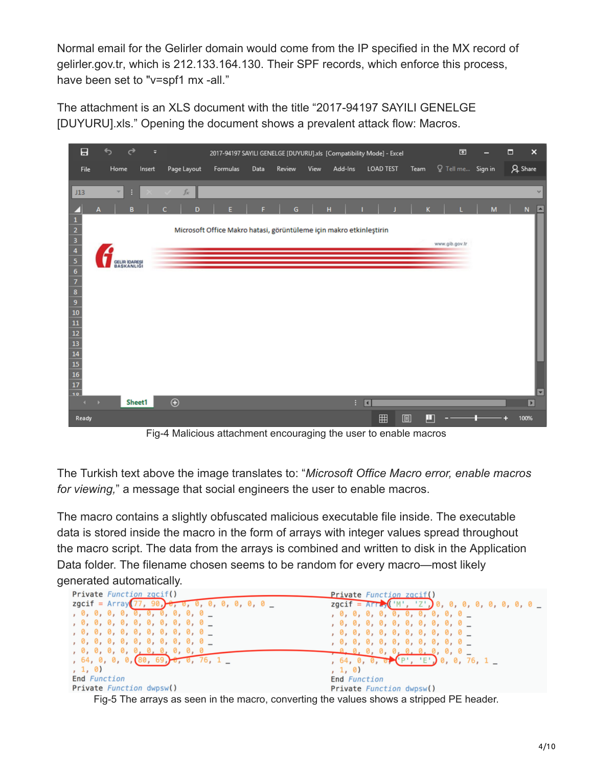Normal email for the Gelirler domain would come from the IP specified in the MX record of gelirler.gov.tr, which is 212.133.164.130. Their SPF records, which enforce this process, have been set to "v=spf1 mx -all."

The attachment is an XLS document with the title "2017-94197 SAYILI GENELGE [DUYURU].xls." Opening the document shows a prevalent attack flow: Macros.

Fig-4 Malicious attachment encouraging the user to enable macros

The Turkish text above the image translates to: "*Microsoft Office Macro error, enable macros for viewing,*" a message that social engineers the user to enable macros.

The macro contains a slightly obfuscated malicious executable file inside. The executable data is stored inside the macro in the form of arrays with integer values spread throughout the macro script. The data from the arrays is combined and written to disk in the Application Data folder. The filename chosen seems to be random for every macro—most likely generated automatically.

```
Private Function zgcif()
zgcif = Array(77, 90, 0, 0, 0, 0, 0, 0, 0, 0 _
, 0, 0, 0, 0, 0, 0, 0, 0, 0, 0 _
, 0, 0, 0, 0, 0, 0, 0, 0, 0, 0 _
, 0, 0, 0, 0, 0, 0, 0, 0, 0, 0 _
, 0, 0, 0, 0, 0, 0, 0, 0, 0, 0 _
, 0, 0, 0, 0, 0, 0, 0, 0, 0, 0 _
, 64, 0, 0, 0, 80, 69, 0, 0, 76, 1 _
, 1, 0)
End Function
Private Function dwpsw()
```

```
Private Function zgcif()
zgcif = Array('M', 'Z', 0, 0, 0, 0, 0, 0, 0, 0 _
, 0, 0, 0, 0, 0, 0, 0, 0, 0, 0 _
, 0, 0, 0, 0, 0, 0, 0, 0, 0, 0 _
, 0, 0, 0, 0, 0, 0, 0, 0, 0, 0 _
, 0, 0, 0, 0, 0, 0, 0, 0, 0, 0 _
, 0, 0, 0, 0, 0, 0, 0, 0, 0, 0 _
, 64, 0, 0, 0, 'P', 'E', 0, 0, 76, 1 _
, 1, 0)
End Function
Private Function dwpsw()
```

Fig-5 The arrays as seen in the macro, converting the values shows a stripped PE header.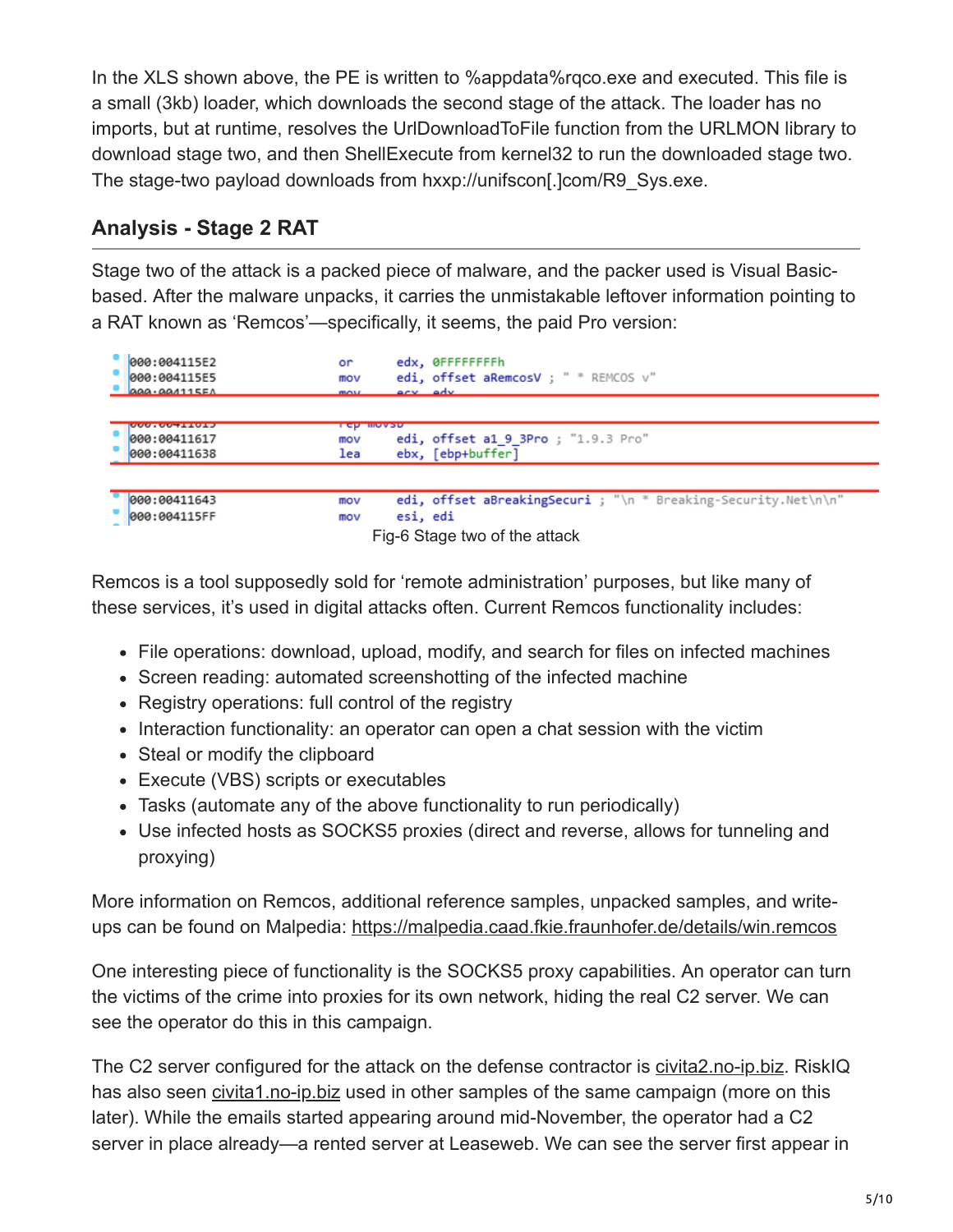In the XLS shown above, the PE is written to %appdata%rqco.exe and executed. This file is a small (3kb) loader, which downloads the second stage of the attack. The loader has no imports, but at runtime, resolves the UrlDownloadToFile function from the URLMON library to download stage two, and then ShellExecute from kernel32 to run the downloaded stage two. The stage-two payload downloads from hxxp://unifscon[.]com/R9_Sys.exe.

## Analysis - Stage 2 RAT

Stage two of the attack is a packed piece of malware, and the packer used is Visual Basic-based. After the malware unpacks, it carries the unmistakable leftover information pointing to a RAT known as 'Remcos'—specifically, it seems, the paid Pro version:

```
000:004115E2    or      edx, 0FFFFFFFFh
000:004115E5    mov     edi, offset aRemcosV ; " * REMCOS v"

000:00411617    mov     edi, offset a1_9_3Pro ; "1.9.3 Pro"
000:00411638    lea     ebx, [ebp+buffer]

000:00411643    mov     edi, offset aBreakingSecuri ; "\n * Breaking-Security.Net\n\n"
000:004115FF    mov     esi, edi
```

Fig-6 Stage two of the attack

Remcos is a tool supposedly sold for 'remote administration' purposes, but like many of these services, it's used in digital attacks often. Current Remcos functionality includes:

- File operations: download, upload, modify, and search for files on infected machines
- Screen reading: automated screenshotting of the infected machine
- Registry operations: full control of the registry
- Interaction functionality: an operator can open a chat session with the victim
- Steal or modify the clipboard
- Execute (VBS) scripts or executables
- Tasks (automate any of the above functionality to run periodically)
- Use infected hosts as SOCKS5 proxies (direct and reverse, allows for tunneling and proxying)

More information on Remcos, additional reference samples, unpacked samples, and write-ups can be found on Malpedia: https://malpedia.caad.fkie.fraunhofer.de/details/win.remcos

One interesting piece of functionality is the SOCKS5 proxy capabilities. An operator can turn the victims of the crime into proxies for its own network, hiding the real C2 server. We can see the operator do this in this campaign.

The C2 server configured for the attack on the defense contractor is civita2.no-ip.biz. RiskIQ has also seen civita1.no-ip.biz used in other samples of the same campaign (more on this later). While the emails started appearing around mid-November, the operator had a C2 server in place already—a rented server at Leaseweb. We can see the server first appear in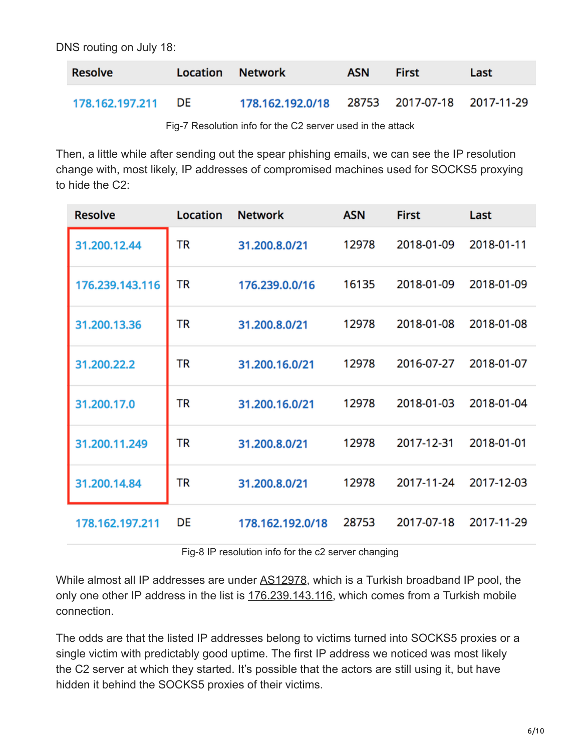DNS routing on July 18:

| Resolve | Location | Network | ASN | First | Last |
| --- | --- | --- | --- | --- | --- |
| 178.162.197.211 | DE | 178.162.192.0/18 | 28753 | 2017-07-18 | 2017-11-29 |

Fig-7 Resolution info for the C2 server used in the attack

Then, a little while after sending out the spear phishing emails, we can see the IP resolution change with, most likely, IP addresses of compromised machines used for SOCKS5 proxying to hide the C2:

| Resolve | Location | Network | ASN | First | Last |
| --- | --- | --- | --- | --- | --- |
| 31.200.12.44 | TR | 31.200.8.0/21 | 12978 | 2018-01-09 | 2018-01-11 |
| 176.239.143.116 | TR | 176.239.0.0/16 | 16135 | 2018-01-09 | 2018-01-09 |
| 31.200.13.36 | TR | 31.200.8.0/21 | 12978 | 2018-01-08 | 2018-01-08 |
| 31.200.22.2 | TR | 31.200.16.0/21 | 12978 | 2016-07-27 | 2018-01-07 |
| 31.200.17.0 | TR | 31.200.16.0/21 | 12978 | 2018-01-03 | 2018-01-04 |
| 31.200.11.249 | TR | 31.200.8.0/21 | 12978 | 2017-12-31 | 2018-01-01 |
| 31.200.14.84 | TR | 31.200.8.0/21 | 12978 | 2017-11-24 | 2017-12-03 |
| 178.162.197.211 | DE | 178.162.192.0/18 | 28753 | 2017-07-18 | 2017-11-29 |

Fig-8 IP resolution info for the c2 server changing

While almost all IP addresses are under AS12978, which is a Turkish broadband IP pool, the only one other IP address in the list is 176.239.143.116, which comes from a Turkish mobile connection.

The odds are that the listed IP addresses belong to victims turned into SOCKS5 proxies or a single victim with predictably good uptime. The first IP address we noticed was most likely the C2 server at which they started. It's possible that the actors are still using it, but have hidden it behind the SOCKS5 proxies of their victims.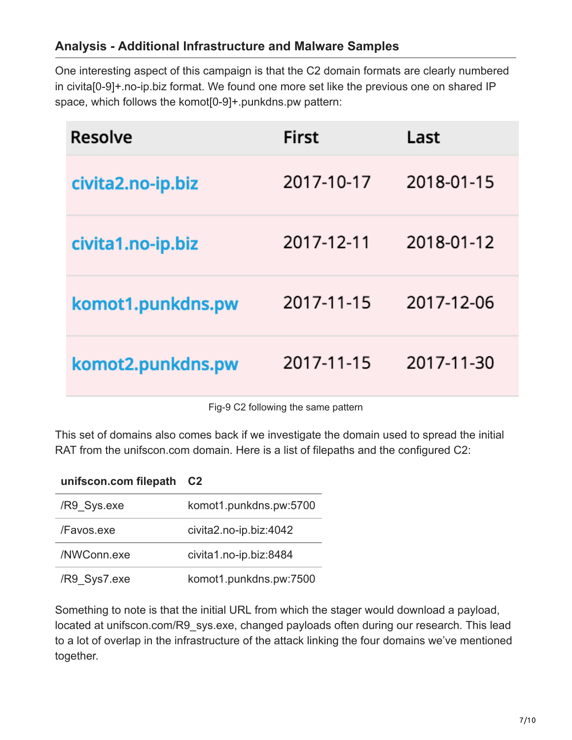## Analysis - Additional Infrastructure and Malware Samples

One interesting aspect of this campaign is that the C2 domain formats are clearly numbered in civita[0-9]+.no-ip.biz format. We found one more set like the previous one on shared IP space, which follows the komot[0-9]+.punkdns.pw pattern:

| Resolve | First | Last |
| --- | --- | --- |
| civita2.no-ip.biz | 2017-10-17 | 2018-01-15 |
| civita1.no-ip.biz | 2017-12-11 | 2018-01-12 |
| komot1.punkdns.pw | 2017-11-15 | 2017-12-06 |
| komot2.punkdns.pw | 2017-11-15 | 2017-11-30 |

Fig-9 C2 following the same pattern

This set of domains also comes back if we investigate the domain used to spread the initial RAT from the unifscon.com domain. Here is a list of filepaths and the configured C2:

| unifscon.com filepath | C2 |
| --- | --- |
| /R9_Sys.exe | komot1.punkdns.pw:5700 |
| /Favos.exe | civita2.no-ip.biz:4042 |
| /NWConn.exe | civita1.no-ip.biz:8484 |
| /R9_Sys7.exe | komot1.punkdns.pw:7500 |

Something to note is that the initial URL from which the stager would download a payload, located at unifscon.com/R9_sys.exe, changed payloads often during our research. This lead to a lot of overlap in the infrastructure of the attack linking the four domains we've mentioned together.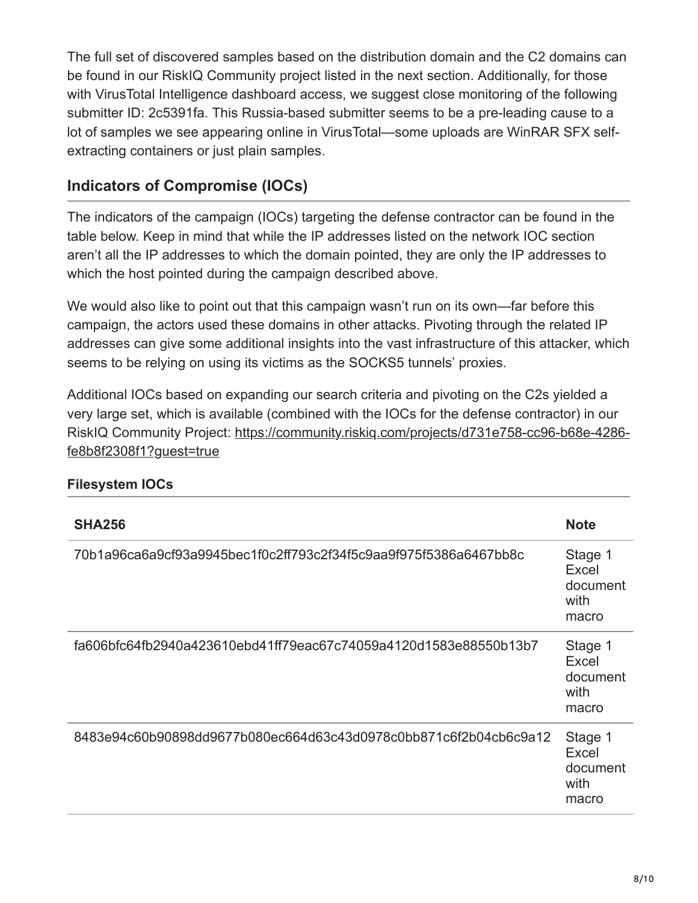The full set of discovered samples based on the distribution domain and the C2 domains can be found in our RiskIQ Community project listed in the next section. Additionally, for those with VirusTotal Intelligence dashboard access, we suggest close monitoring of the following submitter ID: 2c5391fa. This Russia-based submitter seems to be a pre-leading cause to a lot of samples we see appearing online in VirusTotal—some uploads are WinRAR SFX self-extracting containers or just plain samples.

## Indicators of Compromise (IOCs)

The indicators of the campaign (IOCs) targeting the defense contractor can be found in the table below. Keep in mind that while the IP addresses listed on the network IOC section aren't all the IP addresses to which the domain pointed, they are only the IP addresses to which the host pointed during the campaign described above.

We would also like to point out that this campaign wasn't run on its own—far before this campaign, the actors used these domains in other attacks. Pivoting through the related IP addresses can give some additional insights into the vast infrastructure of this attacker, which seems to be relying on using its victims as the SOCKS5 tunnels' proxies.

Additional IOCs based on expanding our search criteria and pivoting on the C2s yielded a very large set, which is available (combined with the IOCs for the defense contractor) in our RiskIQ Community Project: https://community.riskiq.com/projects/d731e758-cc96-b68e-4286-fe8b8f2308f1?guest=true

### Filesystem IOCs

| SHA256 | Note |
| --- | --- |
| 70b1a96ca6a9cf93a9945bec1f0c2ff793c2f34f5c9aa9f975f5386a6467bb8c | Stage 1 Excel document with macro |
| fa606bfc64fb2940a423610ebd41ff79eac67c74059a4120d1583e88550b13b7 | Stage 1 Excel document with macro |
| 8483e94c60b90898dd9677b080ec664d63c43d0978c0bb871c6f2b04cb6c9a12 | Stage 1 Excel document with macro |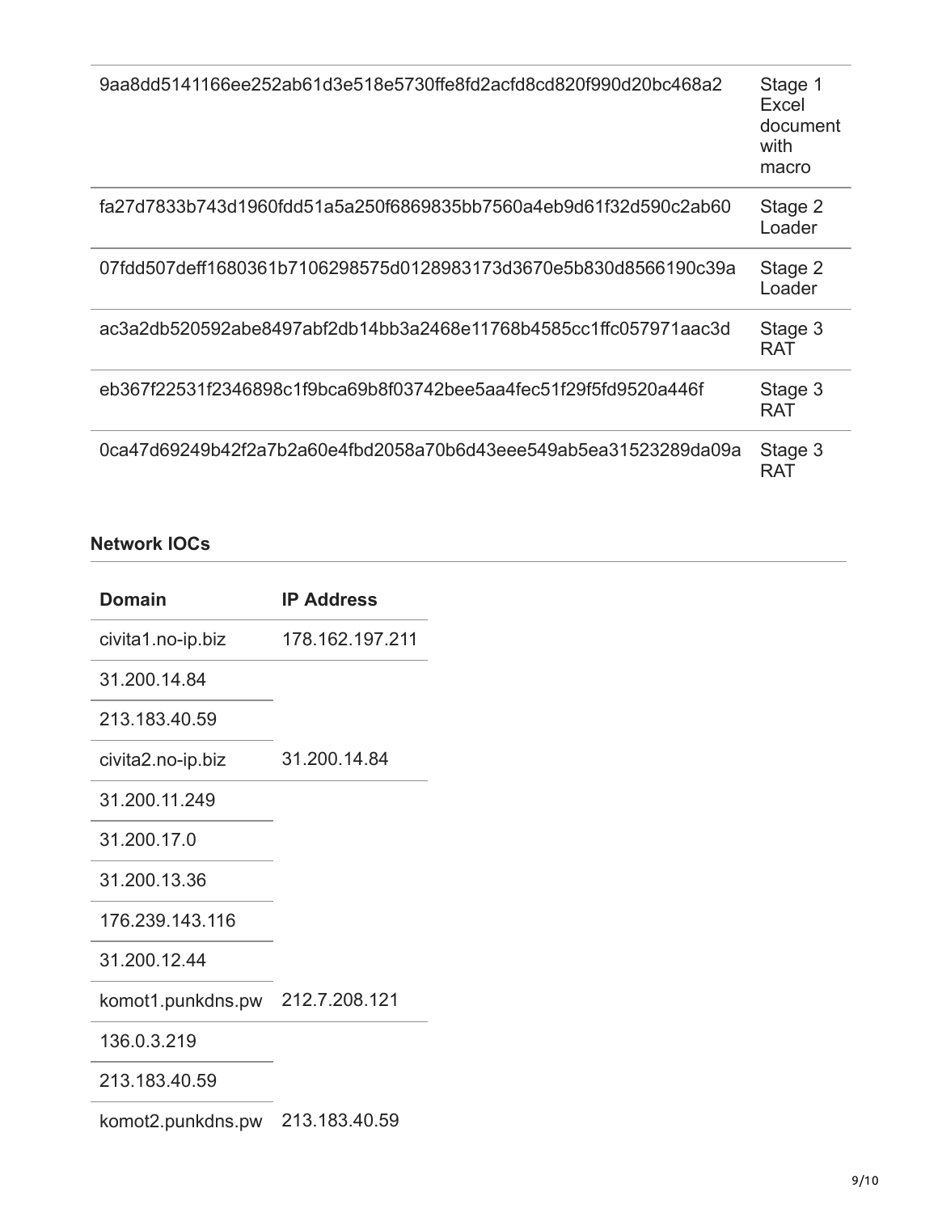| | |
|---|---|
| 9aa8dd5141166ee252ab61d3e518e5730ffe8fd2acfd8cd820f990d20bc468a2 | Stage 1 Excel document with macro |
| fa27d7833b743d1960fdd51a5a250f6869835bb7560a4eb9d61f32d590c2ab60 | Stage 2 Loader |
| 07fdd507deff1680361b7106298575d0128983173d3670e5b830d8566190c39a | Stage 2 Loader |
| ac3a2db520592abe8497abf2db14bb3a2468e11768b4585cc1ffc057971aac3d | Stage 3 RAT |
| eb367f22531f2346898c1f9bca69b8f03742bee5aa4fec51f29f5fd9520a446f | Stage 3 RAT |
| 0ca47d69249b42f2a7b2a60e4fbd2058a70b6d43eee549ab5ea31523289da09a | Stage 3 RAT |

### Network IOCs

| Domain | IP Address |
|---|---|
| civita1.no-ip.biz | 178.162.197.211 |
| 31.200.14.84 | |
| 213.183.40.59 | |
| civita2.no-ip.biz | 31.200.14.84 |
| 31.200.11.249 | |
| 31.200.17.0 | |
| 31.200.13.36 | |
| 176.239.143.116 | |
| 31.200.12.44 | |
| komot1.punkdns.pw | 212.7.208.121 |
| 136.0.3.219 | |
| 213.183.40.59 | |
| komot2.punkdns.pw | 213.183.40.59 |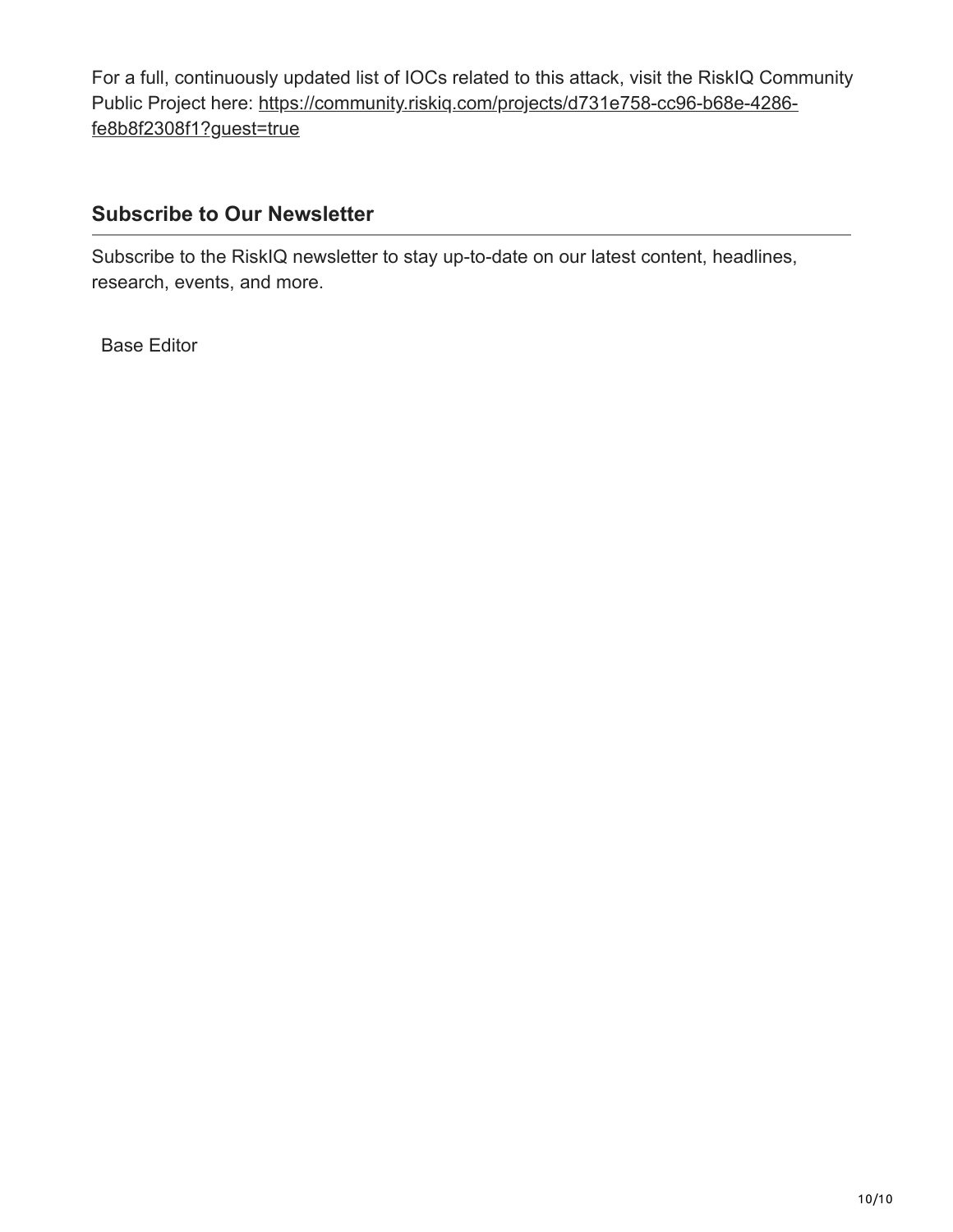For a full, continuously updated list of IOCs related to this attack, visit the RiskIQ Community Public Project here: [https://community.riskiq.com/projects/d731e758-cc96-b68e-4286-fe8b8f2308f1?guest=true](https://community.riskiq.com/projects/d731e758-cc96-b68e-4286-fe8b8f2308f1?guest=true)

## Subscribe to Our Newsletter

Subscribe to the RiskIQ newsletter to stay up-to-date on our latest content, headlines, research, events, and more.

Base Editor